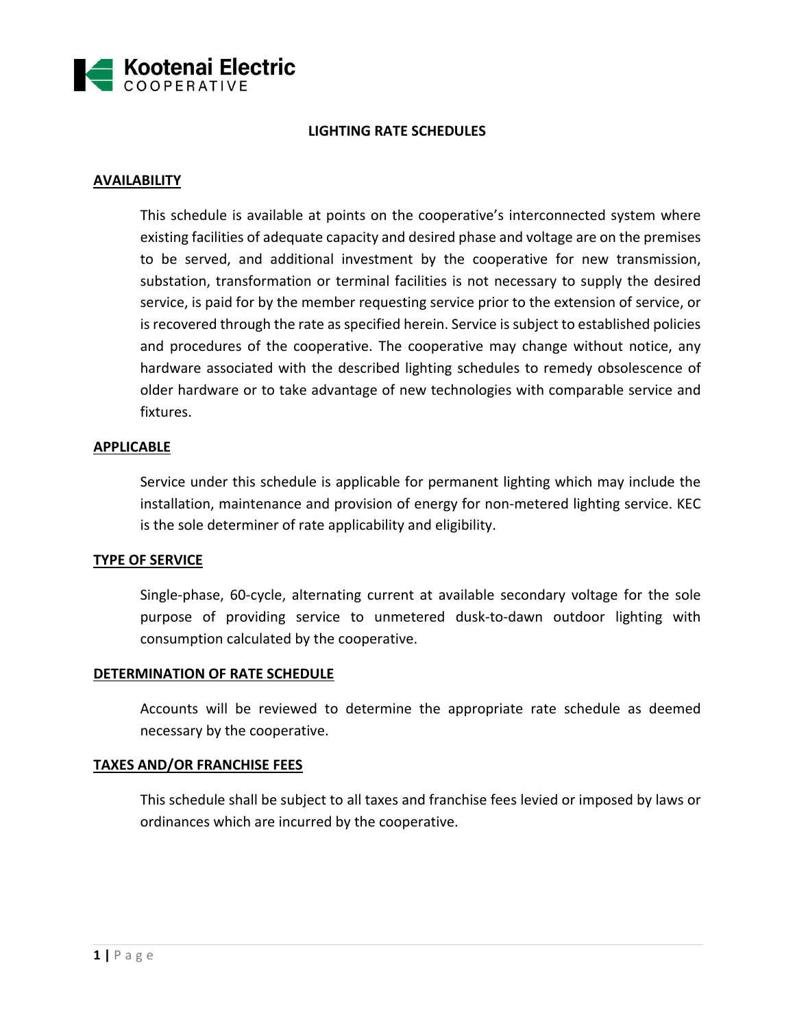Kootenai Electric
COOPERATIVE

# LIGHTING RATE SCHEDULES

## AVAILABILITY

This schedule is available at points on the cooperative's interconnected system where existing facilities of adequate capacity and desired phase and voltage are on the premises to be served, and additional investment by the cooperative for new transmission, substation, transformation or terminal facilities is not necessary to supply the desired service, is paid for by the member requesting service prior to the extension of service, or is recovered through the rate as specified herein. Service is subject to established policies and procedures of the cooperative. The cooperative may change without notice, any hardware associated with the described lighting schedules to remedy obsolescence of older hardware or to take advantage of new technologies with comparable service and fixtures.

## APPLICABLE

Service under this schedule is applicable for permanent lighting which may include the installation, maintenance and provision of energy for non-metered lighting service. KEC is the sole determiner of rate applicability and eligibility.

## TYPE OF SERVICE

Single-phase, 60-cycle, alternating current at available secondary voltage for the sole purpose of providing service to unmetered dusk-to-dawn outdoor lighting with consumption calculated by the cooperative.

## DETERMINATION OF RATE SCHEDULE

Accounts will be reviewed to determine the appropriate rate schedule as deemed necessary by the cooperative.

## TAXES AND/OR FRANCHISE FEES

This schedule shall be subject to all taxes and franchise fees levied or imposed by laws or ordinances which are incurred by the cooperative.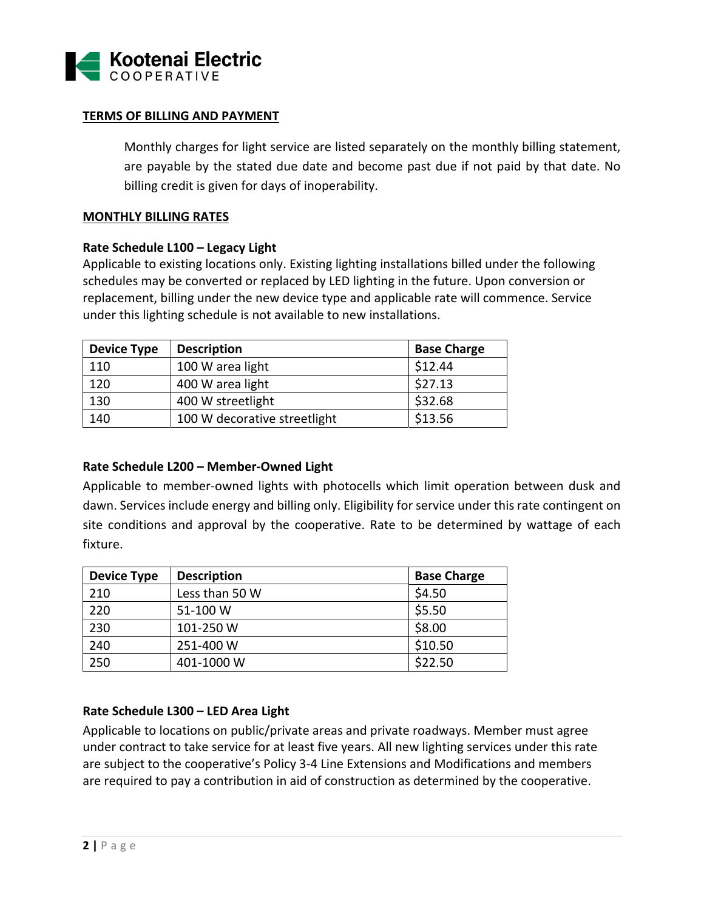## TERMS OF BILLING AND PAYMENT

Monthly charges for light service are listed separately on the monthly billing statement, are payable by the stated due date and become past due if not paid by that date. No billing credit is given for days of inoperability.

## MONTHLY BILLING RATES

### Rate Schedule L100 – Legacy Light

Applicable to existing locations only. Existing lighting installations billed under the following schedules may be converted or replaced by LED lighting in the future. Upon conversion or replacement, billing under the new device type and applicable rate will commence. Service under this lighting schedule is not available to new installations.

| Device Type | Description | Base Charge |
|---|---|---|
| 110 | 100 W area light | $12.44 |
| 120 | 400 W area light | $27.13 |
| 130 | 400 W streetlight | $32.68 |
| 140 | 100 W decorative streetlight | $13.56 |

### Rate Schedule L200 – Member-Owned Light

Applicable to member-owned lights with photocells which limit operation between dusk and dawn. Services include energy and billing only. Eligibility for service under this rate contingent on site conditions and approval by the cooperative. Rate to be determined by wattage of each fixture.

| Device Type | Description | Base Charge |
|---|---|---|
| 210 | Less than 50 W | $4.50 |
| 220 | 51-100 W | $5.50 |
| 230 | 101-250 W | $8.00 |
| 240 | 251-400 W | $10.50 |
| 250 | 401-1000 W | $22.50 |

### Rate Schedule L300 – LED Area Light

Applicable to locations on public/private areas and private roadways. Member must agree under contract to take service for at least five years. All new lighting services under this rate are subject to the cooperative's Policy 3-4 Line Extensions and Modifications and members are required to pay a contribution in aid of construction as determined by the cooperative.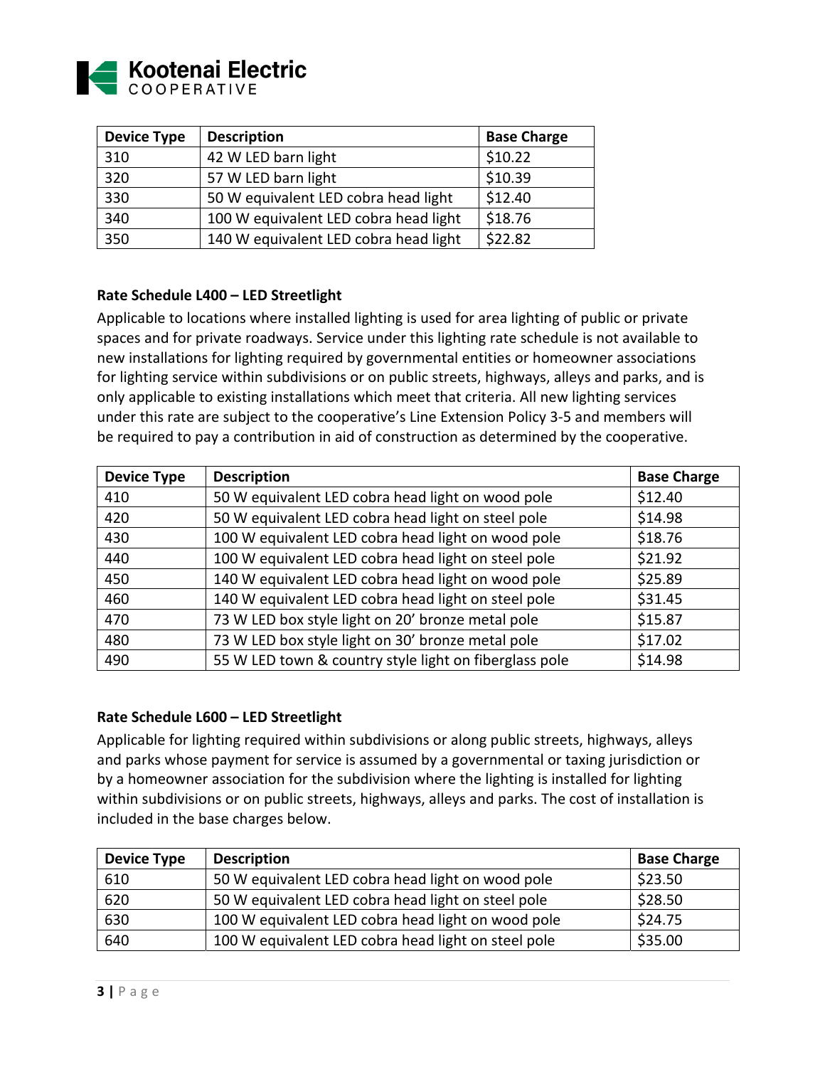| Device Type | Description | Base Charge |
|---|---|---|
| 310 | 42 W LED barn light | $10.22 |
| 320 | 57 W LED barn light | $10.39 |
| 330 | 50 W equivalent LED cobra head light | $12.40 |
| 340 | 100 W equivalent LED cobra head light | $18.76 |
| 350 | 140 W equivalent LED cobra head light | $22.82 |

**Rate Schedule L400 – LED Streetlight**

Applicable to locations where installed lighting is used for area lighting of public or private spaces and for private roadways. Service under this lighting rate schedule is not available to new installations for lighting required by governmental entities or homeowner associations for lighting service within subdivisions or on public streets, highways, alleys and parks, and is only applicable to existing installations which meet that criteria. All new lighting services under this rate are subject to the cooperative's Line Extension Policy 3-5 and members will be required to pay a contribution in aid of construction as determined by the cooperative.

| Device Type | Description | Base Charge |
|---|---|---|
| 410 | 50 W equivalent LED cobra head light on wood pole | $12.40 |
| 420 | 50 W equivalent LED cobra head light on steel pole | $14.98 |
| 430 | 100 W equivalent LED cobra head light on wood pole | $18.76 |
| 440 | 100 W equivalent LED cobra head light on steel pole | $21.92 |
| 450 | 140 W equivalent LED cobra head light on wood pole | $25.89 |
| 460 | 140 W equivalent LED cobra head light on steel pole | $31.45 |
| 470 | 73 W LED box style light on 20' bronze metal pole | $15.87 |
| 480 | 73 W LED box style light on 30' bronze metal pole | $17.02 |
| 490 | 55 W LED town & country style light on fiberglass pole | $14.98 |

**Rate Schedule L600 – LED Streetlight**

Applicable for lighting required within subdivisions or along public streets, highways, alleys and parks whose payment for service is assumed by a governmental or taxing jurisdiction or by a homeowner association for the subdivision where the lighting is installed for lighting within subdivisions or on public streets, highways, alleys and parks. The cost of installation is included in the base charges below.

| Device Type | Description | Base Charge |
|---|---|---|
| 610 | 50 W equivalent LED cobra head light on wood pole | $23.50 |
| 620 | 50 W equivalent LED cobra head light on steel pole | $28.50 |
| 630 | 100 W equivalent LED cobra head light on wood pole | $24.75 |
| 640 | 100 W equivalent LED cobra head light on steel pole | $35.00 |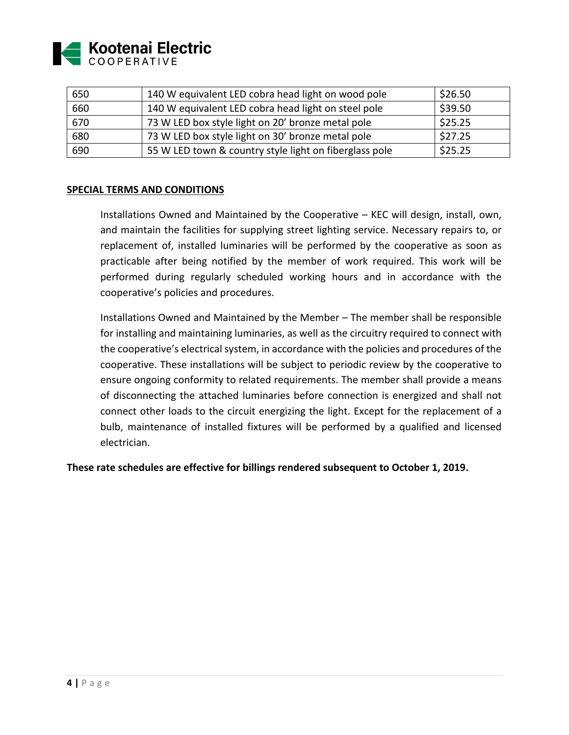| | | |
|---|---|---|
| 650 | 140 W equivalent LED cobra head light on wood pole | $26.50 |
| 660 | 140 W equivalent LED cobra head light on steel pole | $39.50 |
| 670 | 73 W LED box style light on 20' bronze metal pole | $25.25 |
| 680 | 73 W LED box style light on 30' bronze metal pole | $27.25 |
| 690 | 55 W LED town & country style light on fiberglass pole | $25.25 |

**SPECIAL TERMS AND CONDITIONS**

Installations Owned and Maintained by the Cooperative – KEC will design, install, own, and maintain the facilities for supplying street lighting service. Necessary repairs to, or replacement of, installed luminaries will be performed by the cooperative as soon as practicable after being notified by the member of work required. This work will be performed during regularly scheduled working hours and in accordance with the cooperative's policies and procedures.

Installations Owned and Maintained by the Member – The member shall be responsible for installing and maintaining luminaries, as well as the circuitry required to connect with the cooperative's electrical system, in accordance with the policies and procedures of the cooperative. These installations will be subject to periodic review by the cooperative to ensure ongoing conformity to related requirements. The member shall provide a means of disconnecting the attached luminaries before connection is energized and shall not connect other loads to the circuit energizing the light. Except for the replacement of a bulb, maintenance of installed fixtures will be performed by a qualified and licensed electrician.

**These rate schedules are effective for billings rendered subsequent to October 1, 2019.**